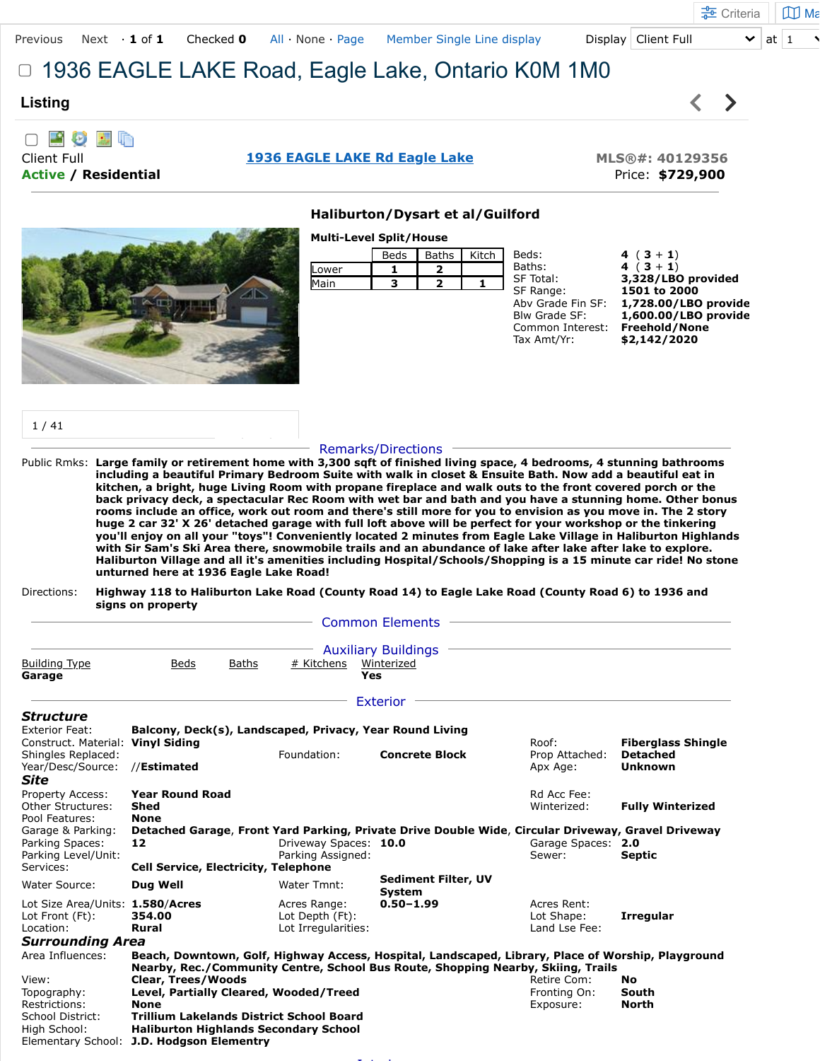Previous Next · 1 of 1 Checked 0 All · None · Page Member Single Line display Display Client Full at 1

# 1936 EAGLE LAKE Road, Eagle Lake, Ontario K0M 1M0

## Listing

Client Full
**Active / Residential**

**1936 EAGLE LAKE Rd Eagle Lake**

**MLS®#: 40129356**
Price: **$729,900**

**Haliburton/Dysart et al/Guilford**

**Multi-Level Split/House**

| | Beds | Baths | Kitch |
|---|---|---|---|
| Lower | 1 | 2 | |
| Main | 3 | 2 | 1 |

| | |
|---|---|
| Beds: | **4 (3 + 1)** |
| Baths: | **4 (3 + 1)** |
| SF Total: | **3,328/LBO provided** |
| SF Range: | **1501 to 2000** |
| Abv Grade Fin SF: | **1,728.00/LBO provide** |
| Blw Grade SF: | **1,600.00/LBO provide** |
| Common Interest: | **Freehold/None** |
| Tax Amt/Yr: | **$2,142/2020** |

1 / 41

## Remarks/Directions

Public Rmks: **Large family or retirement home with 3,300 sqft of finished living space, 4 bedrooms, 4 stunning bathrooms including a beautiful Primary Bedroom Suite with walk in closet & Ensuite Bath. Now add a beautiful eat in kitchen, a bright, huge Living Room with propane fireplace and walk outs to the front covered porch or the back privacy deck, a spectacular Rec Room with wet bar and bath and you have a stunning home. Other bonus rooms include an office, work out room and there's still more for you to envision as you move in. The 2 story huge 2 car 32' X 26' detached garage with full loft above will be perfect for your workshop or the tinkering you'll enjoy on all your "toys"! Conveniently located 2 minutes from Eagle Lake Village in Haliburton Highlands with Sir Sam's Ski Area there, snowmobile trails and an abundance of lake after lake to explore. Haliburton Village and all it's amenities including Hospital/Schools/Shopping is a 15 minute car ride! No stone unturned here at 1936 Eagle Lake Road!**

Directions: **Highway 118 to Haliburton Lake Road (County Road 14) to Eagle Lake Road (County Road 6) to 1936 and signs on property**

## Common Elements

## Auxiliary Buildings

| Building Type | Beds | Baths | # Kitchens | Winterized |
|---|---|---|---|---|
| Garage | | | | Yes |

## Exterior

### Structure

| | | | | | |
|---|---|---|---|---|---|
| Exterior Feat: | **Balcony, Deck(s), Landscaped, Privacy, Year Round Living** | | | | |
| Construct. Material: | **Vinyl Siding** | | | Roof: | **Fiberglass Shingle** |
| Shingles Replaced: | | Foundation: | **Concrete Block** | Prop Attached: | **Detached** |
| Year/Desc/Source: | **//Estimated** | | | Apx Age: | **Unknown** |

### Site

| | | | | | |
|---|---|---|---|---|---|
| Property Access: | **Year Round Road** | | | Rd Acc Fee: | |
| Other Structures: | **Shed** | | | Winterized: | **Fully Winterized** |
| Pool Features: | **None** | | | | |
| Garage & Parking: | **Detached Garage, Front Yard Parking, Private Drive Double Wide, Circular Driveway, Gravel Driveway** | | | | |
| Parking Spaces: | **12** | Driveway Spaces: | **10.0** | Garage Spaces: | **2.0** |
| Parking Level/Unit: | | Parking Assigned: | | Sewer: | **Septic** |
| Services: | **Cell Service, Electricity, Telephone** | | | | |
| Water Source: | **Dug Well** | Water Tmnt: | **Sediment Filter, UV System** | | |
| Lot Size Area/Units: | **1.580/Acres** | Acres Range: | **0.50-1.99** | Acres Rent: | |
| Lot Front (Ft): | **354.00** | Lot Depth (Ft): | | Lot Shape: | **Irregular** |
| Location: | **Rural** | Lot Irregularities: | | Land Lse Fee: | |

### Surrounding Area

| | | | |
|---|---|---|---|
| Area Influences: | **Beach, Downtown, Golf, Highway Access, Hospital, Landscaped, Library, Place of Worship, Playground Nearby, Rec./Community Centre, School Bus Route, Shopping Nearby, Skiing, Trails** | | |
| View: | **Clear, Trees/Woods** | Retire Com: | **No** |
| Topography: | **Level, Partially Cleared, Wooded/Treed** | Fronting On: | **South** |
| Restrictions: | **None** | Exposure: | **North** |
| School District: | **Trillium Lakelands District School Board** | | |
| High School: | **Haliburton Highlands Secondary School** | | |
| Elementary School: | **J.D. Hodgson Elementry** | | |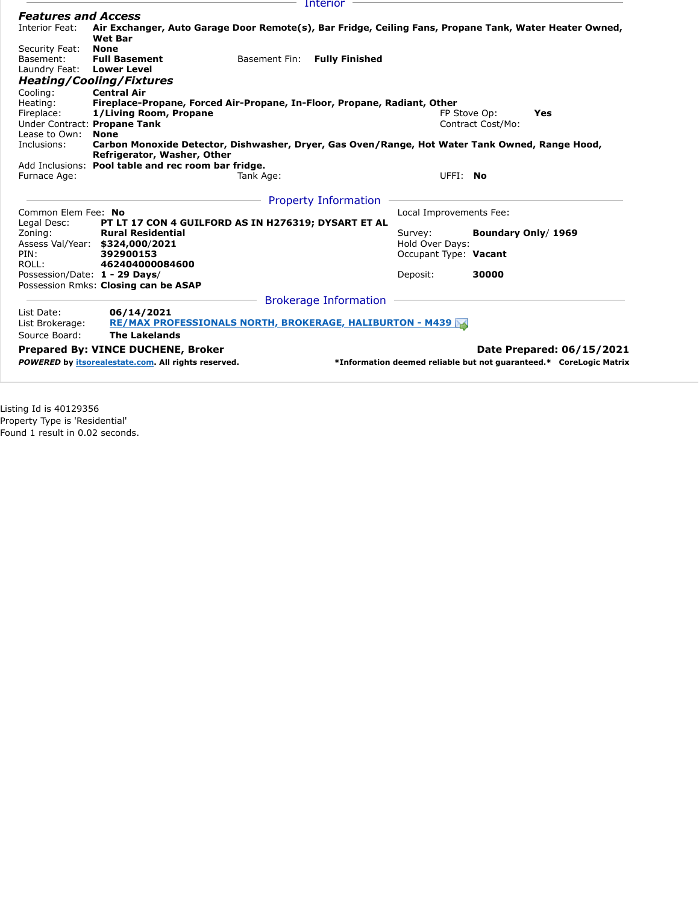## Interior

### *Features and Access*

Interior Feat: **Air Exchanger, Auto Garage Door Remote(s), Bar Fridge, Ceiling Fans, Propane Tank, Water Heater Owned, Wet Bar**
Security Feat: **None**
Basement: **Full Basement** Basement Fin: **Fully Finished**
Laundry Feat: **Lower Level**

### *Heating/Cooling/Fixtures*

Cooling: **Central Air**
Heating: **Fireplace-Propane, Forced Air-Propane, In-Floor, Propane, Radiant, Other**
Fireplace: **1/Living Room, Propane** FP Stove Op: **Yes**
Under Contract: **Propane Tank** Contract Cost/Mo:
Lease to Own: **None**
Inclusions: **Carbon Monoxide Detector, Dishwasher, Dryer, Gas Oven/Range, Hot Water Tank Owned, Range Hood, Refrigerator, Washer, Other**
Add Inclusions: **Pool table and rec room bar fridge.**
Furnace Age: Tank Age: UFFI: **No**

## Property Information

Common Elem Fee: **No** Local Improvements Fee:
Legal Desc: **PT LT 17 CON 4 GUILFORD AS IN H276319; DYSART ET AL**
Zoning: **Rural Residential** Survey: **Boundary Only/ 1969**
Assess Val/Year: **$324,000/2021** Hold Over Days:
PIN: **392900153** Occupant Type: **Vacant**
ROLL: **462404000084600**
Possession/Date: **1 - 29 Days/** Deposit: **30000**
Possession Rmks: **Closing can be ASAP**

## Brokerage Information

List Date: **06/14/2021**
List Brokerage: **RE/MAX PROFESSIONALS NORTH, BROKERAGE, HALIBURTON - M439**
Source Board: **The Lakelands**

**Prepared By: VINCE DUCHENE, Broker** **Date Prepared: 06/15/2021**

***POWERED*** **by itsorealestate.com. All rights reserved.** ***Information deemed reliable but not guaranteed.*** **CoreLogic Matrix**

Listing Id is 40129356
Property Type is 'Residential'
Found 1 result in 0.02 seconds.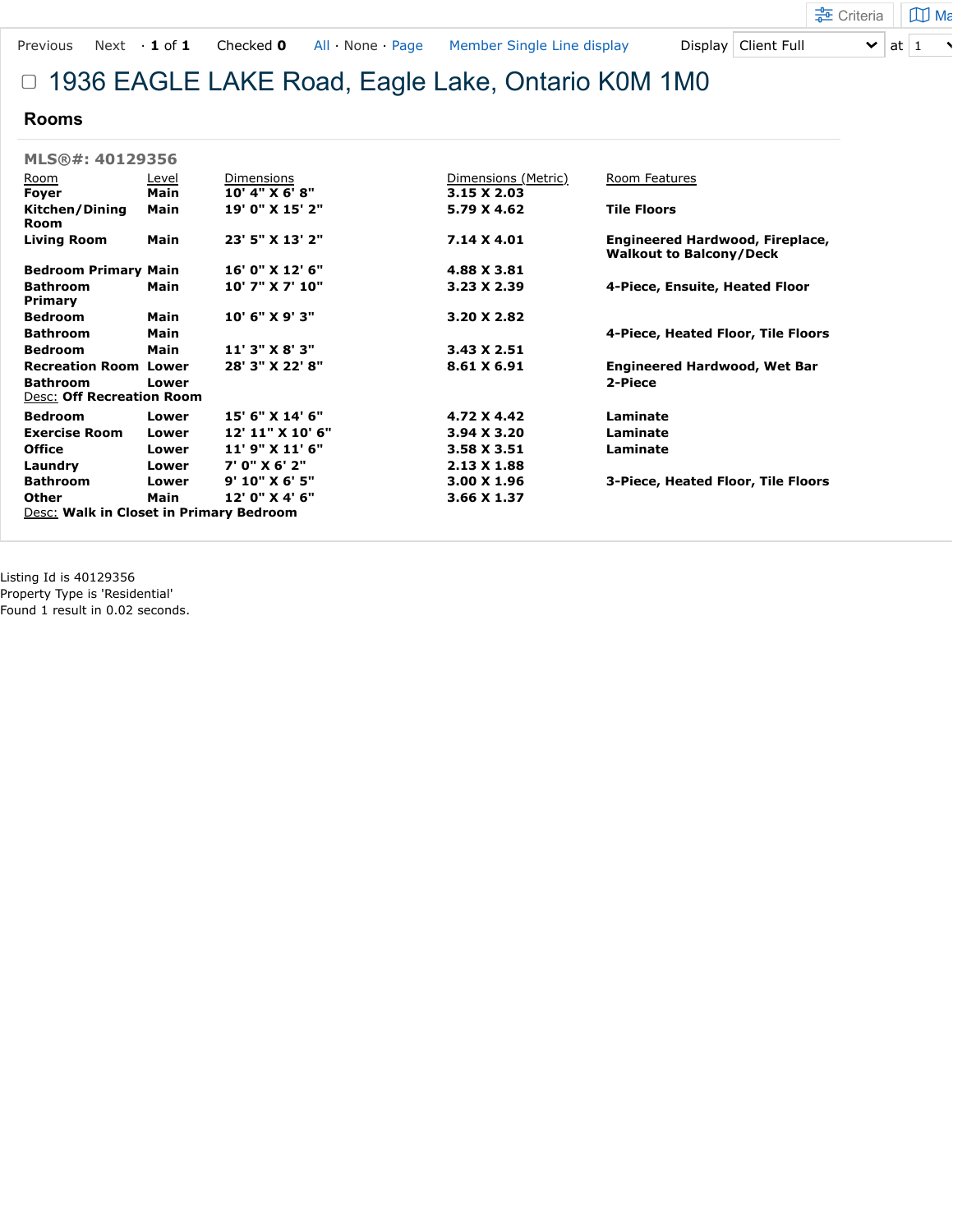Previous Next · **1** of **1** Checked **0** All · None · Page Member Single Line display Display Client Full at 1

# 1936 EAGLE LAKE Road, Eagle Lake, Ontario K0M 1M0

## Rooms

**MLS®#: 40129356**

| Room | Level | Dimensions | Dimensions (Metric) | Room Features |
|---|---|---|---|---|
| Foyer | Main | 10' 4" X 6' 8" | 3.15 X 2.03 | |
| Kitchen/Dining Room | Main | 19' 0" X 15' 2" | 5.79 X 4.62 | Tile Floors |
| Living Room | Main | 23' 5" X 13' 2" | 7.14 X 4.01 | Engineered Hardwood, Fireplace, Walkout to Balcony/Deck |
| Bedroom Primary | Main | 16' 0" X 12' 6" | 4.88 X 3.81 | |
| Bathroom Primary | Main | 10' 7" X 7' 10" | 3.23 X 2.39 | 4-Piece, Ensuite, Heated Floor |
| Bedroom | Main | 10' 6" X 9' 3" | 3.20 X 2.82 | |
| Bathroom | Main | | | 4-Piece, Heated Floor, Tile Floors |
| Bedroom | Main | 11' 3" X 8' 3" | 3.43 X 2.51 | |
| Recreation Room | Lower | 28' 3" X 22' 8" | 8.61 X 6.91 | Engineered Hardwood, Wet Bar |
| Bathroom | Lower | | | 2-Piece |
| Desc: Off Recreation Room | | | | |
| Bedroom | Lower | 15' 6" X 14' 6" | 4.72 X 4.42 | Laminate |
| Exercise Room | Lower | 12' 11" X 10' 6" | 3.94 X 3.20 | Laminate |
| Office | Lower | 11' 9" X 11' 6" | 3.58 X 3.51 | Laminate |
| Laundry | Lower | 7' 0" X 6' 2" | 2.13 X 1.88 | |
| Bathroom | Lower | 9' 10" X 6' 5" | 3.00 X 1.96 | 3-Piece, Heated Floor, Tile Floors |
| Other | Main | 12' 0" X 4' 6" | 3.66 X 1.37 | |
| Desc: Walk in Closet in Primary Bedroom | | | | |

Listing Id is 40129356
Property Type is 'Residential'
Found 1 result in 0.02 seconds.